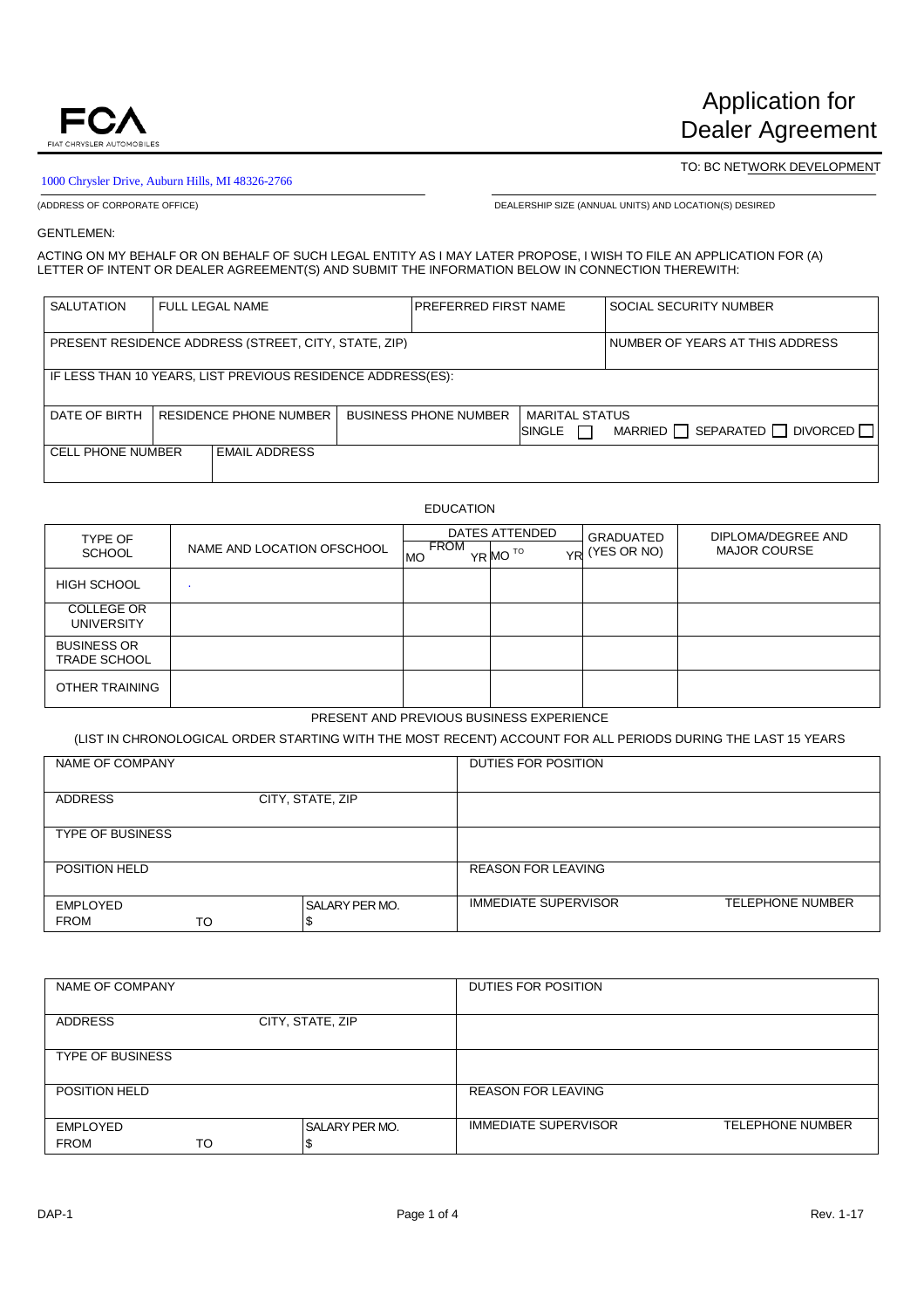FCA
FIAT CHRYSLER AUTOMOBILES

# Application for Dealer Agreement

TO: BC NETWORK DEVELOPMENT

1000 Chrysler Drive, Auburn Hills, MI 48326-2766

(ADDRESS OF CORPORATE OFFICE)

DEALERSHIP SIZE (ANNUAL UNITS) AND LOCATION(S) DESIRED

GENTLEMEN:

ACTING ON MY BEHALF OR ON BEHALF OF SUCH LEGAL ENTITY AS I MAY LATER PROPOSE, I WISH TO FILE AN APPLICATION FOR (A) LETTER OF INTENT OR DEALER AGREEMENT(S) AND SUBMIT THE INFORMATION BELOW IN CONNECTION THEREWITH:

| SALUTATION | FULL LEGAL NAME | PREFERRED FIRST NAME | SOCIAL SECURITY NUMBER |
|---|---|---|---|
| PRESENT RESIDENCE ADDRESS (STREET, CITY, STATE, ZIP) | | | NUMBER OF YEARS AT THIS ADDRESS |
| IF LESS THAN 10 YEARS, LIST PREVIOUS RESIDENCE ADDRESS(ES): | | | |
| DATE OF BIRTH | RESIDENCE PHONE NUMBER | BUSINESS PHONE NUMBER | MARITAL STATUS<br>SINGLE ☐ MARRIED ☐ SEPARATED ☐ DIVORCED ☐ |
| CELL PHONE NUMBER | EMAIL ADDRESS | | |

## EDUCATION

| TYPE OF SCHOOL | NAME AND LOCATION OFSCHOOL | DATES ATTENDED FROM MO YR | DATES ATTENDED TO MO YR | GRADUATED (YES OR NO) | DIPLOMA/DEGREE AND MAJOR COURSE |
|---|---|---|---|---|---|
| HIGH SCHOOL | | | | | |
| COLLEGE OR UNIVERSITY | | | | | |
| BUSINESS OR TRADE SCHOOL | | | | | |
| OTHER TRAINING | | | | | |

## PRESENT AND PREVIOUS BUSINESS EXPERIENCE

(LIST IN CHRONOLOGICAL ORDER STARTING WITH THE MOST RECENT) ACCOUNT FOR ALL PERIODS DURING THE LAST 15 YEARS

| NAME OF COMPANY | | DUTIES FOR POSITION | |
|---|---|---|---|
| ADDRESS CITY, STATE, ZIP | | | |
| TYPE OF BUSINESS | | | |
| POSITION HELD | | REASON FOR LEAVING | |
| EMPLOYED FROM TO | SALARY PER MO. $ | IMMEDIATE SUPERVISOR | TELEPHONE NUMBER |

| NAME OF COMPANY | | DUTIES FOR POSITION | |
|---|---|---|---|
| ADDRESS CITY, STATE, ZIP | | | |
| TYPE OF BUSINESS | | | |
| POSITION HELD | | REASON FOR LEAVING | |
| EMPLOYED FROM TO | SALARY PER MO. $ | IMMEDIATE SUPERVISOR | TELEPHONE NUMBER |

DAP-1 Rev. 1-17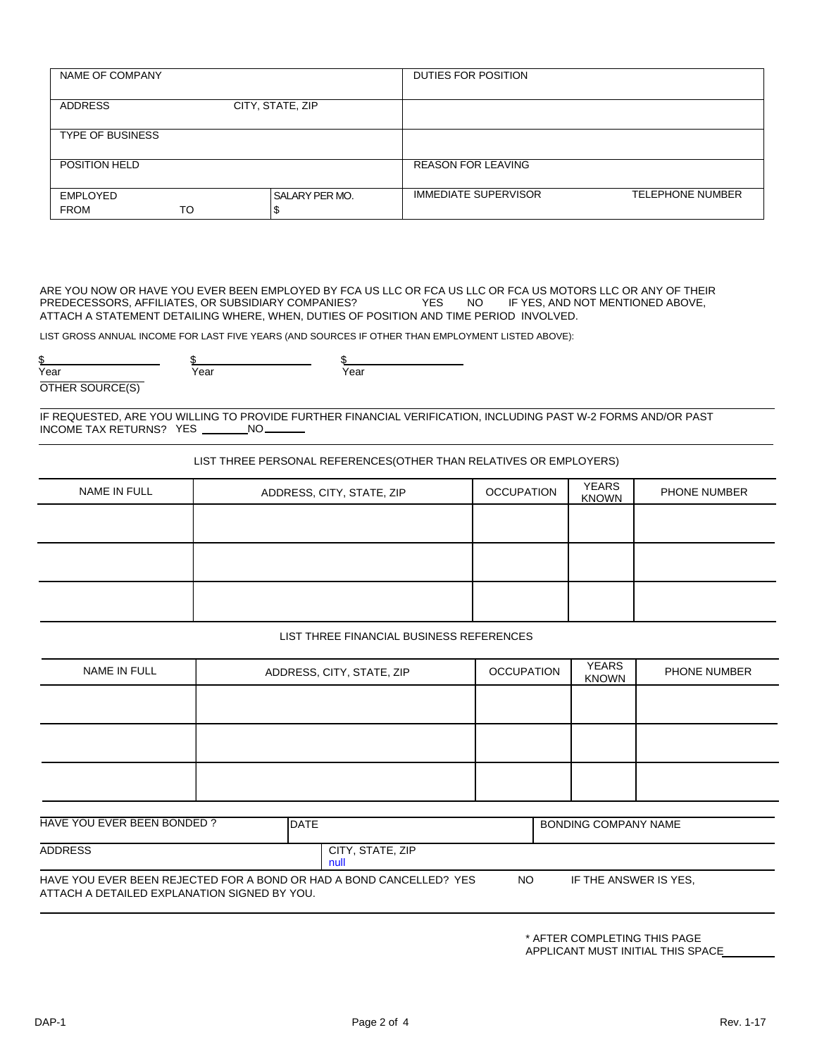| NAME OF COMPANY | | | DUTIES FOR POSITION | |
|---|---|---|---|---|
| ADDRESS | CITY, STATE, ZIP | | | |
| TYPE OF BUSINESS | | | | |
| POSITION HELD | | | REASON FOR LEAVING | |
| EMPLOYED FROM | TO | SALARY PER MO. $ | IMMEDIATE SUPERVISOR | TELEPHONE NUMBER |

ARE YOU NOW OR HAVE YOU EVER BEEN EMPLOYED BY FCA US LLC OR FCA US LLC OR FCA US MOTORS LLC OR ANY OF THEIR PREDECESSORS, AFFILIATES, OR SUBSIDIARY COMPANIES? YES NO IF YES, AND NOT MENTIONED ABOVE, ATTACH A STATEMENT DETAILING WHERE, WHEN, DUTIES OF POSITION AND TIME PERIOD INVOLVED.

LIST GROSS ANNUAL INCOME FOR LAST FIVE YEARS (AND SOURCES IF OTHER THAN EMPLOYMENT LISTED ABOVE):

$ ________________ $ ________________ $ ________________
Year Year Year

OTHER SOURCE(S)

IF REQUESTED, ARE YOU WILLING TO PROVIDE FURTHER FINANCIAL VERIFICATION, INCLUDING PAST W-2 FORMS AND/OR PAST INCOME TAX RETURNS? YES ________ NO ________

LIST THREE PERSONAL REFERENCES(OTHER THAN RELATIVES OR EMPLOYERS)

| NAME IN FULL | ADDRESS, CITY, STATE, ZIP | OCCUPATION | YEARS KNOWN | PHONE NUMBER |
|---|---|---|---|---|
| | | | | |
| | | | | |
| | | | | |

LIST THREE FINANCIAL BUSINESS REFERENCES

| NAME IN FULL | ADDRESS, CITY, STATE, ZIP | OCCUPATION | YEARS KNOWN | PHONE NUMBER |
|---|---|---|---|---|
| | | | | |
| | | | | |
| | | | | |

| HAVE YOU EVER BEEN BONDED ? | DATE | BONDING COMPANY NAME |
|---|---|---|
| ADDRESS | CITY, STATE, ZIP null | |

HAVE YOU EVER BEEN REJECTED FOR A BOND OR HAD A BOND CANCELLED? YES NO IF THE ANSWER IS YES, ATTACH A DETAILED EXPLANATION SIGNED BY YOU.

\* AFTER COMPLETING THIS PAGE APPLICANT MUST INITIAL THIS SPACE ________

DAP-1 Rev. 1-17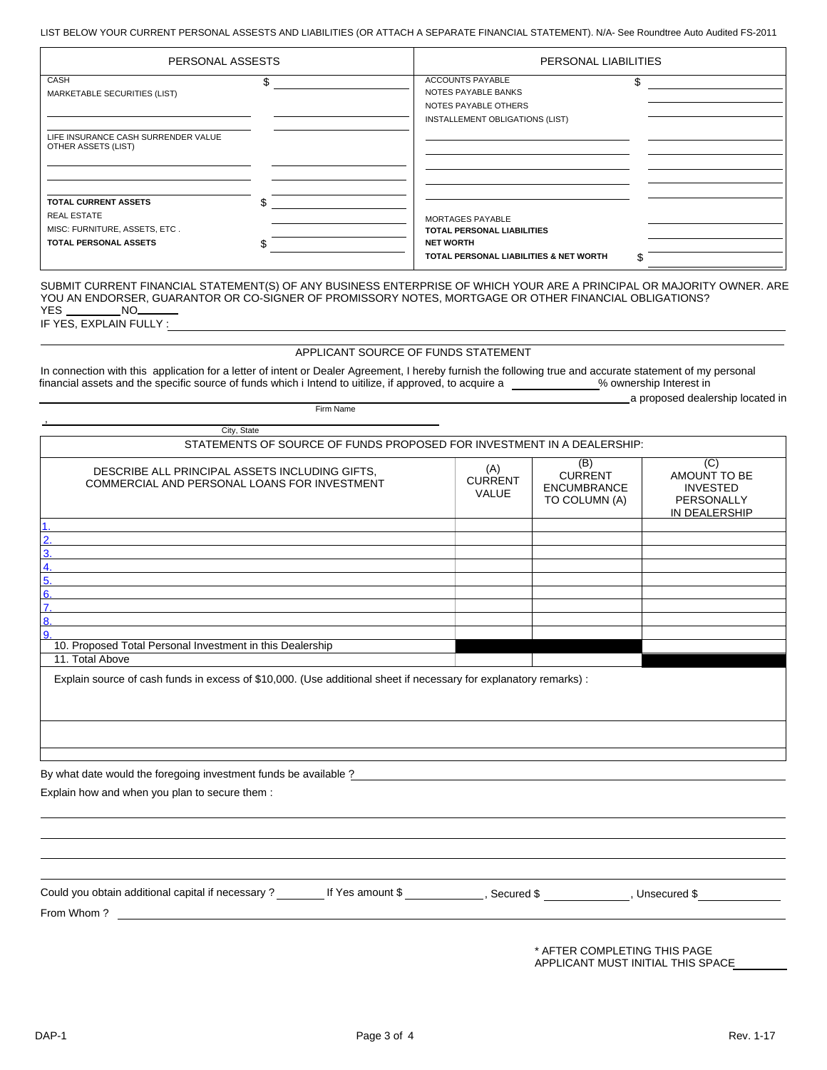LIST BELOW YOUR CURRENT PERSONAL ASSESTS AND LIABILITIES (OR ATTACH A SEPARATE FINANCIAL STATEMENT). N/A- See Roundtree Auto Audited FS-2011

| PERSONAL ASSESTS | | PERSONAL LIABILITIES | |
|---|---|---|---|
| CASH | $ | ACCOUNTS PAYABLE | $ |
| MARKETABLE SECURITIES (LIST) | | NOTES PAYABLE BANKS | |
| | | NOTES PAYABLE OTHERS | |
| | | INSTALLEMENT OBLIGATIONS (LIST) | |
| LIFE INSURANCE CASH SURRENDER VALUE | | | |
| OTHER ASSETS (LIST) | | | |
| | | | |
| | | | |
| **TOTAL CURRENT ASSETS** | $ | | |
| REAL ESTATE | | MORTAGES PAYABLE | |
| MISC: FURNITURE, ASSETS, ETC . | | **TOTAL PERSONAL LIABILITIES** | |
| **TOTAL PERSONAL ASSETS** | $ | **NET WORTH** | |
| | | **TOTAL PERSONAL LIABILITIES & NET WORTH** | $ |

SUBMIT CURRENT FINANCIAL STATEMENT(S) OF ANY BUSINESS ENTERPRISE OF WHICH YOUR ARE A PRINCIPAL OR MAJORITY OWNER. ARE YOU AN ENDORSER, GUARANTOR OR CO-SIGNER OF PROMISSORY NOTES, MORTGAGE OR OTHER FINANCIAL OBLIGATIONS?

YES ________ NO________

IF YES, EXPLAIN FULLY : ________

## APPLICANT SOURCE OF FUNDS STATEMENT

In connection with this application for a letter of intent or Dealer Agreement, I hereby furnish the following true and accurate statement of my personal financial assets and the specific source of funds which i Intend to uitilize, if approved, to acquire a ________% ownership Interest in ________ a proposed dealership located in

Firm Name

________ , ________

City, State

| STATEMENTS OF SOURCE OF FUNDS PROPOSED FOR INVESTMENT IN A DEALERSHIP: | | | |
|---|---|---|---|
| DESCRIBE ALL PRINCIPAL ASSETS INCLUDING GIFTS, COMMERCIAL AND PERSONAL LOANS FOR INVESTMENT | (A) CURRENT VALUE | (B) CURRENT ENCUMBRANCE TO COLUMN (A) | (C) AMOUNT TO BE INVESTED PERSONALLY IN DEALERSHIP |
| 1. | | | |
| 2. | | | |
| 3. | | | |
| 4. | | | |
| 5. | | | |
| 6. | | | |
| 7. | | | |
| 8. | | | |
| 9. | | | |
| 10. Proposed Total Personal Investment in this Dealership | | | |
| 11. Total Above | | | |

Explain source of cash funds in excess of $10,000. (Use additional sheet if necessary for explanatory remarks) :

By what date would the foregoing investment funds be available ? ________

Explain how and when you plan to secure them :

Could you obtain additional capital if necessary ? ________ If Yes amount $ ________, Secured $ ________, Unsecured $ ________

From Whom ? ________

\* AFTER COMPLETING THIS PAGE
APPLICANT MUST INITIAL THIS SPACE________

DAP-1

Rev. 1-17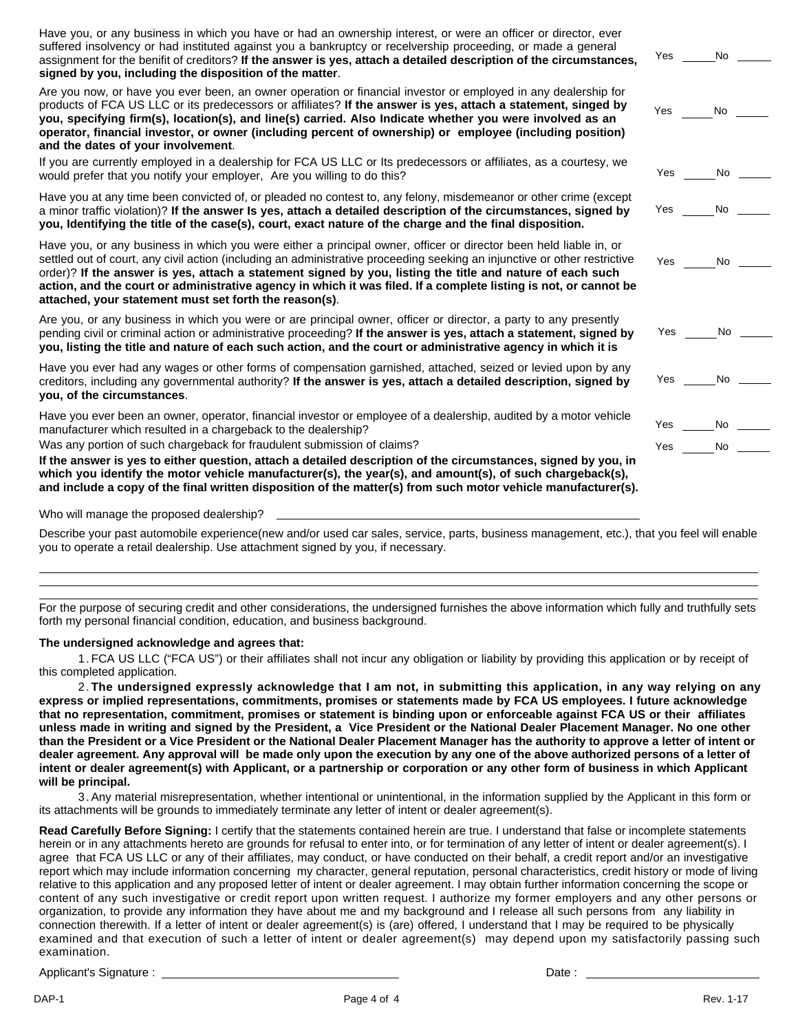Have you, or any business in which you have or had an ownership interest, or were an officer or director, ever suffered insolvency or had instituted against you a bankruptcy or recelvership proceeding, or made a general assignment for the benifit of creditors? **If the answer is yes, attach a detailed description of the circumstances, signed by you, including the disposition of the matter**.

Yes _____ No _____

Are you now, or have you ever been, an owner operation or financial investor or employed in any dealership for products of FCA US LLC or its predecessors or affiliates? **If the answer is yes, attach a statement, singed by you, specifying firm(s), location(s), and line(s) carried. Also Indicate whether you were involved as an operator, financial investor, or owner (including percent of ownership) or employee (including position) and the dates of your involvement**.

Yes _____ No _____

If you are currently employed in a dealership for FCA US LLC or Its predecessors or affiliates, as a courtesy, we would prefer that you notify your employer, Are you willing to do this?

Yes _____ No _____

Have you at any time been convicted of, or pleaded no contest to, any felony, misdemeanor or other crime (except a minor traffic violation)? **If the answer Is yes, attach a detailed description of the circumstances, signed by you, Identifying the title of the case(s), court, exact nature of the charge and the final disposition.**

Yes _____ No _____

Have you, or any business in which you were either a principal owner, officer or director been held liable in, or settled out of court, any civil action (including an administrative proceeding seeking an injunctive or other restrictive order)? **If the answer is yes, attach a statement signed by you, listing the title and nature of each such action, and the court or administrative agency in which it was filed. If a complete listing is not, or cannot be attached, your statement must set forth the reason(s)**.

Yes _____ No _____

Are you, or any business in which you were or are principal owner, officer or director, a party to any presently pending civil or criminal action or administrative proceeding? **If the answer is yes, attach a statement, signed by you, listing the title and nature of each such action, and the court or administrative agency in which it is**

Yes _____ No _____

Have you ever had any wages or other forms of compensation garnished, attached, seized or levied upon by any creditors, including any governmental authority? **If the answer is yes, attach a detailed description, signed by you, of the circumstances**.

Yes _____ No _____

Have you ever been an owner, operator, financial investor or employee of a dealership, audited by a motor vehicle manufacturer which resulted in a chargeback to the dealership?

Yes _____ No _____

Was any portion of such chargeback for fraudulent submission of claims?

Yes _____ No _____

**If the answer is yes to either question, attach a detailed description of the circumstances, signed by you, in which you identify the motor vehicle manufacturer(s), the year(s), and amount(s), of such chargeback(s), and include a copy of the final written disposition of the matter(s) from such motor vehicle manufacturer(s).**

Who will manage the proposed dealership? ______________________________

Describe your past automobile experience(new and/or used car sales, service, parts, business management, etc.), that you feel will enable you to operate a retail dealership. Use attachment signed by you, if necessary.

______________________________

______________________________

______________________________

For the purpose of securing credit and other considerations, the undersigned furnishes the above information which fully and truthfully sets forth my personal financial condition, education, and business background.

**The undersigned acknowledge and agrees that:**

1. FCA US LLC ("FCA US") or their affiliates shall not incur any obligation or liability by providing this application or by receipt of this completed application.

2. **The undersigned expressly acknowledge that I am not, in submitting this application, in any way relying on any express or implied representations, commitments, promises or statements made by FCA US employees. I future acknowledge that no representation, commitment, promises or statement is binding upon or enforceable against FCA US or their affiliates unless made in writing and signed by the President, a Vice President or the National Dealer Placement Manager. No one other than the President or a Vice President or the National Dealer Placement Manager has the authority to approve a letter of intent or dealer agreement. Any approval will be made only upon the execution by any one of the above authorized persons of a letter of intent or dealer agreement(s) with Applicant, or a partnership or corporation or any other form of business in which Applicant will be principal.**

3. Any material misrepresentation, whether intentional or unintentional, in the information supplied by the Applicant in this form or its attachments will be grounds to immediately terminate any letter of intent or dealer agreement(s).

**Read Carefully Before Signing:** I certify that the statements contained herein are true. I understand that false or incomplete statements herein or in any attachments hereto are grounds for refusal to enter into, or for termination of any letter of intent or dealer agreement(s). I agree that FCA US LLC or any of their affiliates, may conduct, or have conducted on their behalf, a credit report and/or an investigative report which may include information concerning my character, general reputation, personal characteristics, credit history or mode of living relative to this application and any proposed letter of intent or dealer agreement. I may obtain further information concerning the scope or content of any such investigative or credit report upon written request. I authorize my former employers and any other persons or organization, to provide any information they have about me and my background and I release all such persons from any liability in connection therewith. If a letter of intent or dealer agreement(s) is (are) offered, I understand that I may be required to be physically examined and that execution of such a letter of intent or dealer agreement(s) may depend upon my satisfactorily passing such examination.

Applicant's Signature : ______________________ Date : ______________________

DAP-1 Rev. 1-17